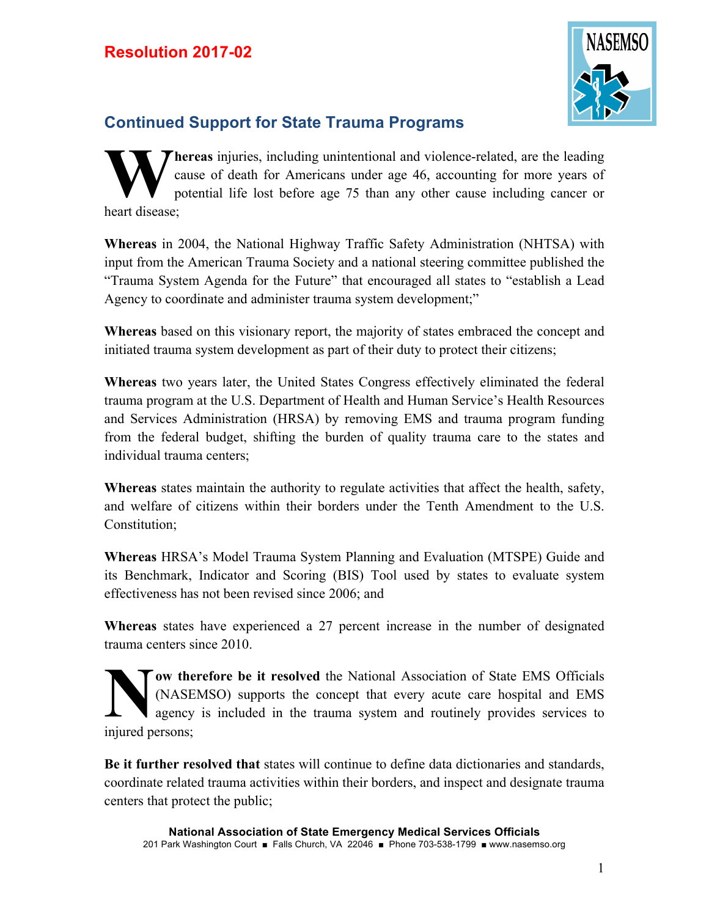# Resolution 2017-02

## Continued Support for State Trauma Programs

**Whereas** injuries, including unintentional and violence-related, are the leading cause of death for Americans under age 46, accounting for more years of potential life lost before age 75 than any other cause including cancer or heart disease;

**Whereas** in 2004, the National Highway Traffic Safety Administration (NHTSA) with input from the American Trauma Society and a national steering committee published the "Trauma System Agenda for the Future" that encouraged all states to "establish a Lead Agency to coordinate and administer trauma system development;"

**Whereas** based on this visionary report, the majority of states embraced the concept and initiated trauma system development as part of their duty to protect their citizens;

**Whereas** two years later, the United States Congress effectively eliminated the federal trauma program at the U.S. Department of Health and Human Service's Health Resources and Services Administration (HRSA) by removing EMS and trauma program funding from the federal budget, shifting the burden of quality trauma care to the states and individual trauma centers;

**Whereas** states maintain the authority to regulate activities that affect the health, safety, and welfare of citizens within their borders under the Tenth Amendment to the U.S. Constitution;

**Whereas** HRSA's Model Trauma System Planning and Evaluation (MTSPE) Guide and its Benchmark, Indicator and Scoring (BIS) Tool used by states to evaluate system effectiveness has not been revised since 2006; and

**Whereas** states have experienced a 27 percent increase in the number of designated trauma centers since 2010.

**Now therefore be it resolved** the National Association of State EMS Officials (NASEMSO) supports the concept that every acute care hospital and EMS agency is included in the trauma system and routinely provides services to injured persons;

**Be it further resolved that** states will continue to define data dictionaries and standards, coordinate related trauma activities within their borders, and inspect and designate trauma centers that protect the public;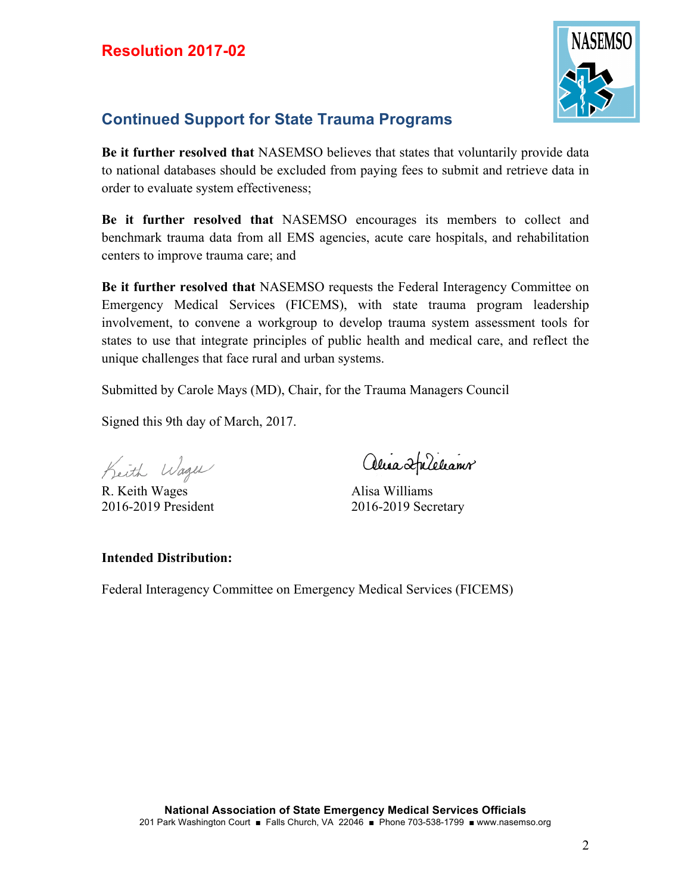# Resolution 2017-02

## Continued Support for State Trauma Programs

**Be it further resolved that** NASEMSO believes that states that voluntarily provide data to national databases should be excluded from paying fees to submit and retrieve data in order to evaluate system effectiveness;

**Be it further resolved that** NASEMSO encourages its members to collect and benchmark trauma data from all EMS agencies, acute care hospitals, and rehabilitation centers to improve trauma care; and

**Be it further resolved that** NASEMSO requests the Federal Interagency Committee on Emergency Medical Services (FICEMS), with state trauma program leadership involvement, to convene a workgroup to develop trauma system assessment tools for states to use that integrate principles of public health and medical care, and reflect the unique challenges that face rural and urban systems.

Submitted by Carole Mays (MD), Chair, for the Trauma Managers Council

Signed this 9th day of March, 2017.

R. Keith Wages
2016-2019 President

Alisa Williams
2016-2019 Secretary

**Intended Distribution:**

Federal Interagency Committee on Emergency Medical Services (FICEMS)

**National Association of State Emergency Medical Services Officials**
201 Park Washington Court ■ Falls Church, VA 22046 ■ Phone 703-538-1799 ■ www.nasemso.org